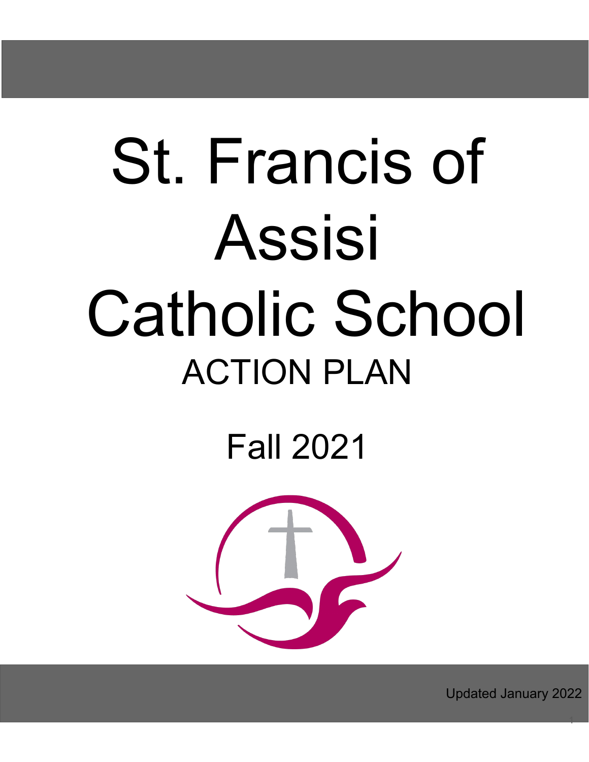# St. Francis of Assisi Catholic School

## ACTION PLAN

## Fall 2021

Updated January 2022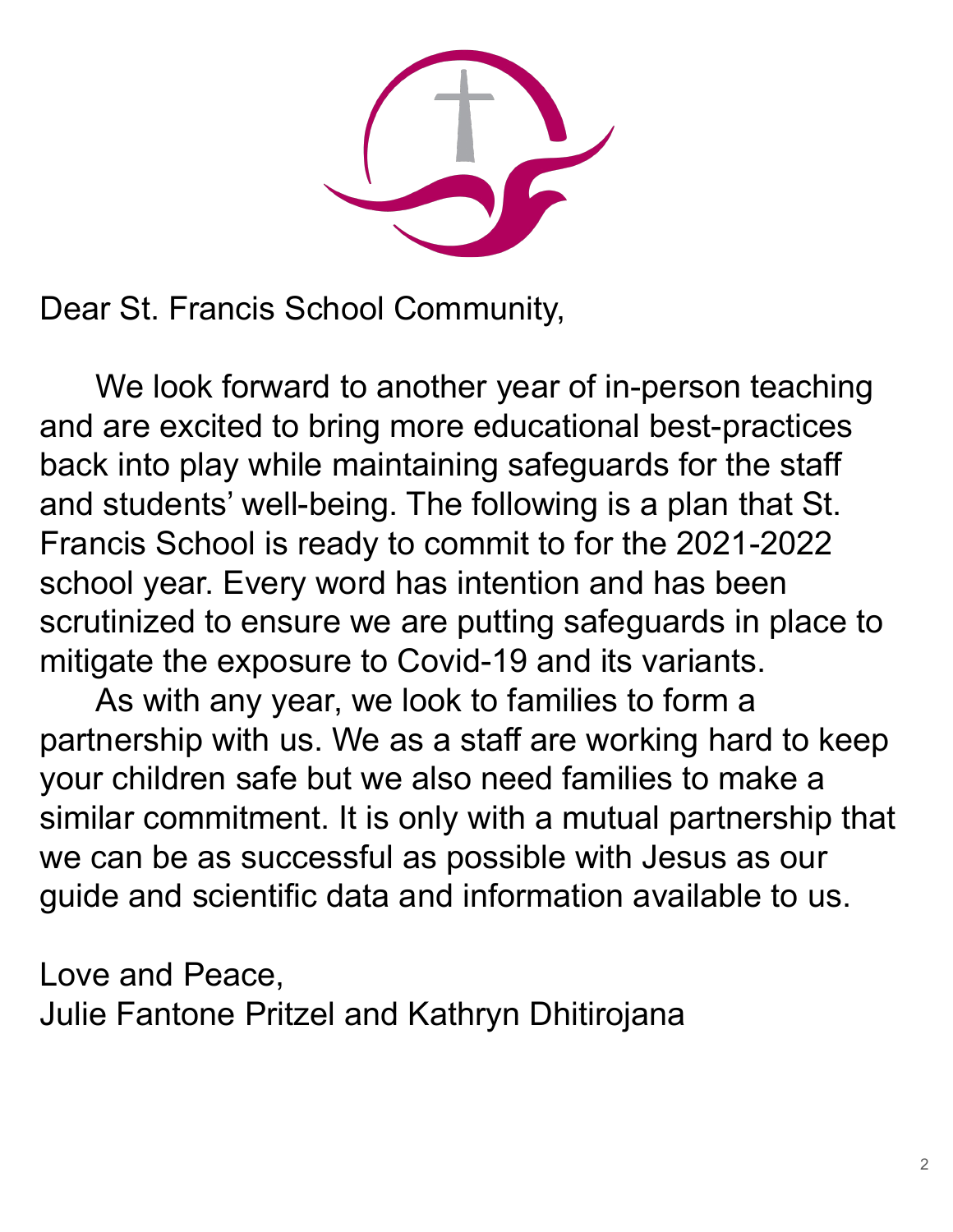Dear St. Francis School Community,

We look forward to another year of in-person teaching and are excited to bring more educational best-practices back into play while maintaining safeguards for the staff and students' well-being. The following is a plan that St. Francis School is ready to commit to for the 2021-2022 school year. Every word has intention and has been scrutinized to ensure we are putting safeguards in place to mitigate the exposure to Covid-19 and its variants.

As with any year, we look to families to form a partnership with us. We as a staff are working hard to keep your children safe but we also need families to make a similar commitment. It is only with a mutual partnership that we can be as successful as possible with Jesus as our guide and scientific data and information available to us.

Love and Peace,
Julie Fantone Pritzel and Kathryn Dhitirojana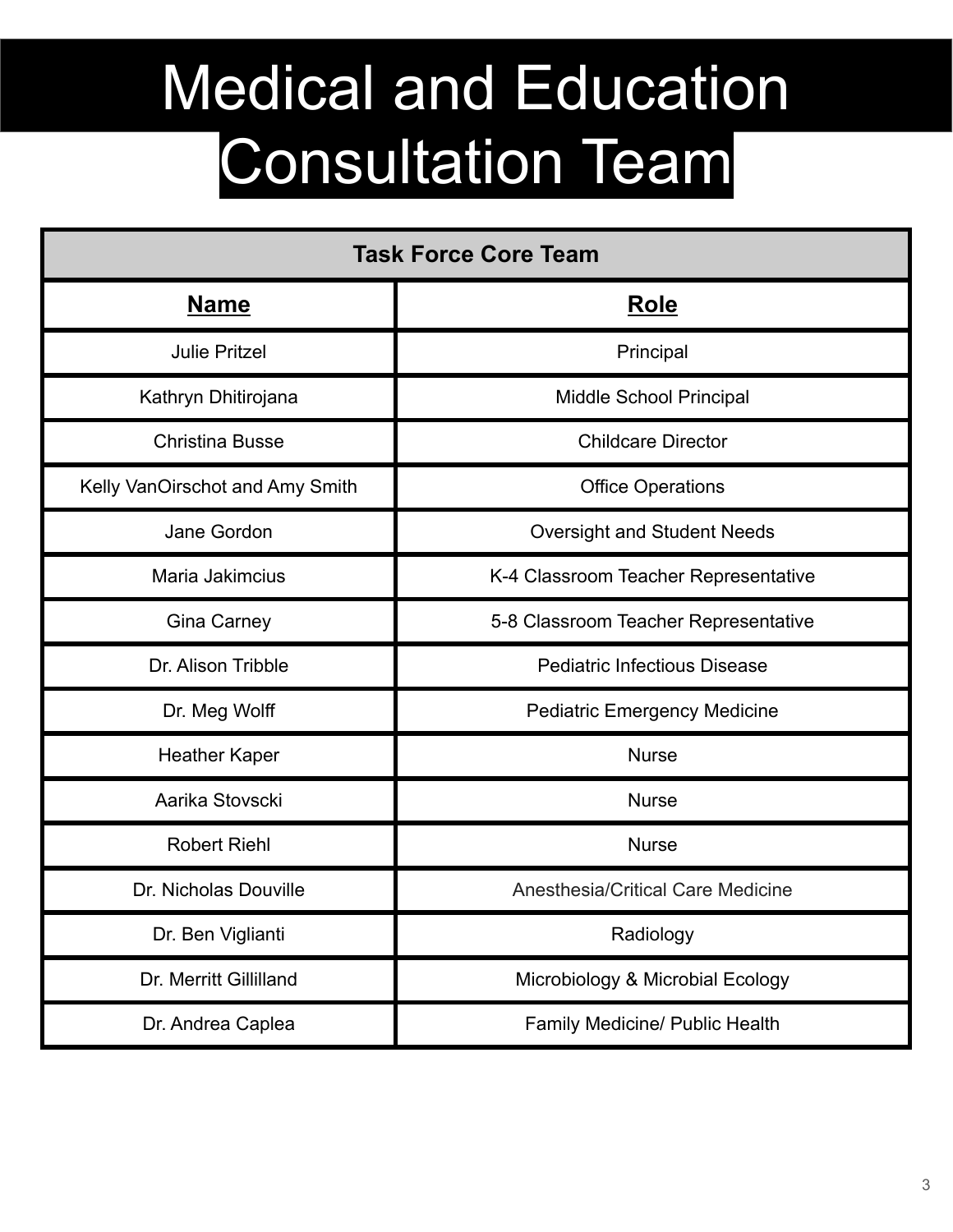# Medical and Education Consultation Team

| Task Force Core Team | |
|---|---|
| **Name** | **Role** |
| Julie Pritzel | Principal |
| Kathryn Dhitirojana | Middle School Principal |
| Christina Busse | Childcare Director |
| Kelly VanOirschot and Amy Smith | Office Operations |
| Jane Gordon | Oversight and Student Needs |
| Maria Jakimcius | K-4 Classroom Teacher Representative |
| Gina Carney | 5-8 Classroom Teacher Representative |
| Dr. Alison Tribble | Pediatric Infectious Disease |
| Dr. Meg Wolff | Pediatric Emergency Medicine |
| Heather Kaper | Nurse |
| Aarika Stovscki | Nurse |
| Robert Riehl | Nurse |
| Dr. Nicholas Douville | Anesthesia/Critical Care Medicine |
| Dr. Ben Viglianti | Radiology |
| Dr. Merritt Gillilland | Microbiology & Microbial Ecology |
| Dr. Andrea Caplea | Family Medicine/ Public Health |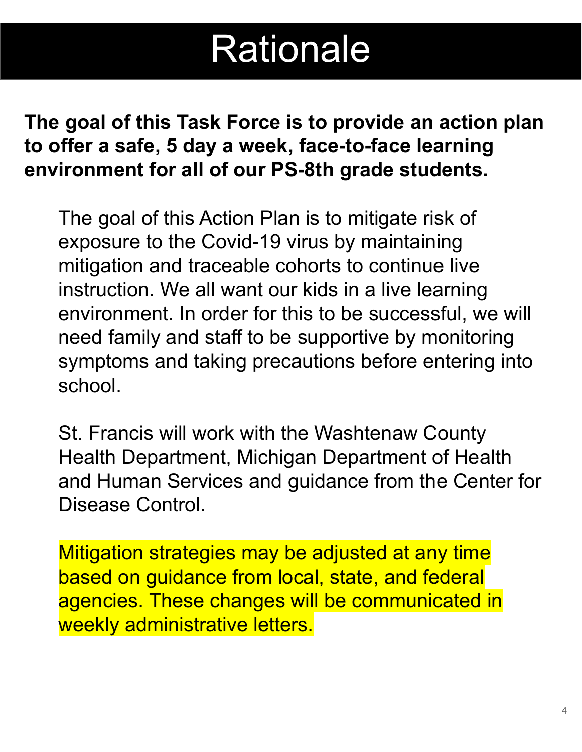# Rationale

**The goal of this Task Force is to provide an action plan to offer a safe, 5 day a week, face-to-face learning environment for all of our PS-8th grade students.**

The goal of this Action Plan is to mitigate risk of exposure to the Covid-19 virus by maintaining mitigation and traceable cohorts to continue live instruction. We all want our kids in a live learning environment. In order for this to be successful, we will need family and staff to be supportive by monitoring symptoms and taking precautions before entering into school.

St. Francis will work with the Washtenaw County Health Department, Michigan Department of Health and Human Services and guidance from the Center for Disease Control.

Mitigation strategies may be adjusted at any time based on guidance from local, state, and federal agencies. These changes will be communicated in weekly administrative letters.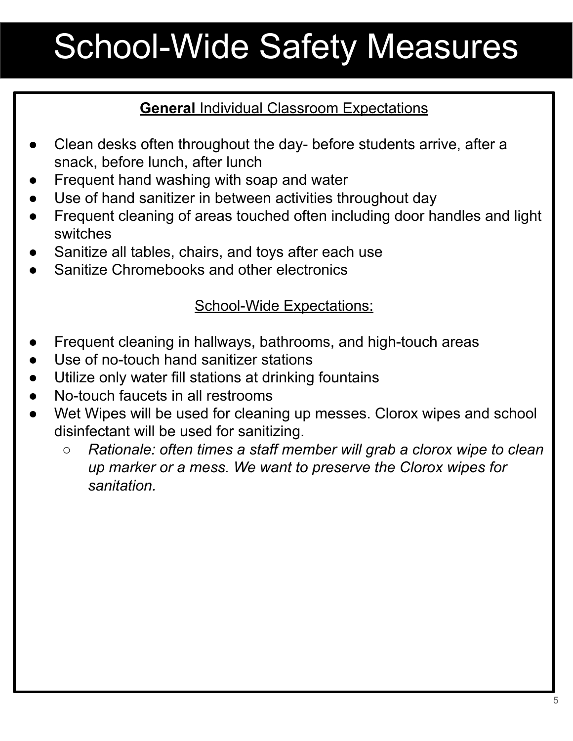# School-Wide Safety Measures

**General** Individual Classroom Expectations

- Clean desks often throughout the day- before students arrive, after a snack, before lunch, after lunch
- Frequent hand washing with soap and water
- Use of hand sanitizer in between activities throughout day
- Frequent cleaning of areas touched often including door handles and light switches
- Sanitize all tables, chairs, and toys after each use
- Sanitize Chromebooks and other electronics

School-Wide Expectations:

- Frequent cleaning in hallways, bathrooms, and high-touch areas
- Use of no-touch hand sanitizer stations
- Utilize only water fill stations at drinking fountains
- No-touch faucets in all restrooms
- Wet Wipes will be used for cleaning up messes. Clorox wipes and school disinfectant will be used for sanitizing.
  - *Rationale: often times a staff member will grab a clorox wipe to clean up marker or a mess. We want to preserve the Clorox wipes for sanitation.*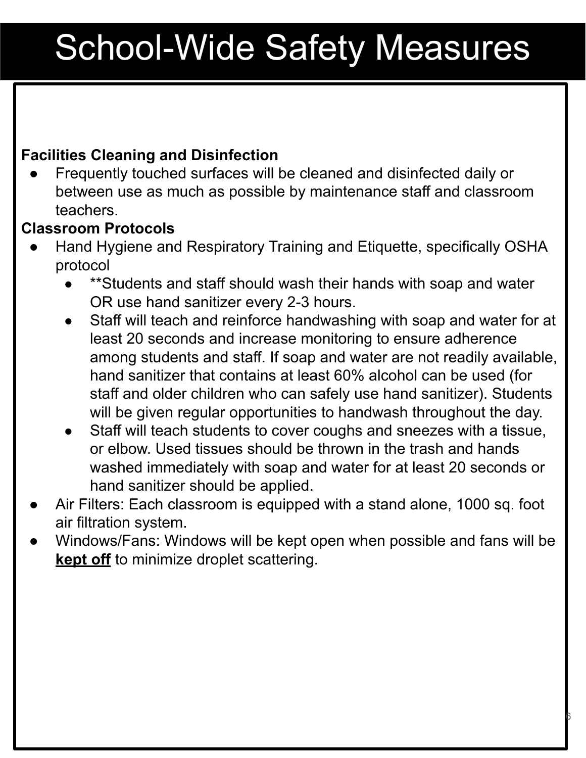# School-Wide Safety Measures

**Facilities Cleaning and Disinfection**

- Frequently touched surfaces will be cleaned and disinfected daily or between use as much as possible by maintenance staff and classroom teachers.

**Classroom Protocols**

- Hand Hygiene and Respiratory Training and Etiquette, specifically OSHA protocol
  - **Students and staff should wash their hands with soap and water OR use hand sanitizer every 2-3 hours.
  - Staff will teach and reinforce handwashing with soap and water for at least 20 seconds and increase monitoring to ensure adherence among students and staff. If soap and water are not readily available, hand sanitizer that contains at least 60% alcohol can be used (for staff and older children who can safely use hand sanitizer). Students will be given regular opportunities to handwash throughout the day.
  - Staff will teach students to cover coughs and sneezes with a tissue, or elbow. Used tissues should be thrown in the trash and hands washed immediately with soap and water for at least 20 seconds or hand sanitizer should be applied.
- Air Filters: Each classroom is equipped with a stand alone, 1000 sq. foot air filtration system.
- Windows/Fans: Windows will be kept open when possible and fans will be **kept off** to minimize droplet scattering.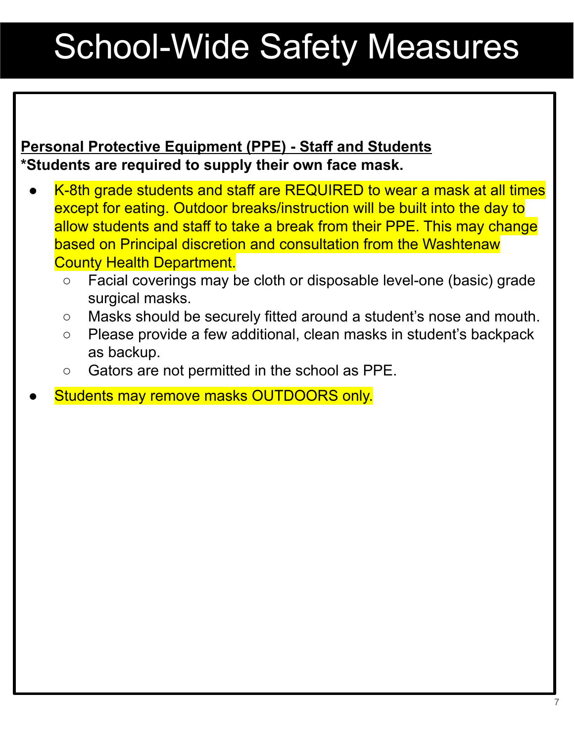# School-Wide Safety Measures

**Personal Protective Equipment (PPE) - Staff and Students**

***Students are required to supply their own face mask.**

- K-8th grade students and staff are REQUIRED to wear a mask at all times except for eating. Outdoor breaks/instruction will be built into the day to allow students and staff to take a break from their PPE. This may change based on Principal discretion and consultation from the Washtenaw County Health Department.
  - Facial coverings may be cloth or disposable level-one (basic) grade surgical masks.
  - Masks should be securely fitted around a student's nose and mouth.
  - Please provide a few additional, clean masks in student's backpack as backup.
  - Gators are not permitted in the school as PPE.
- Students may remove masks OUTDOORS only.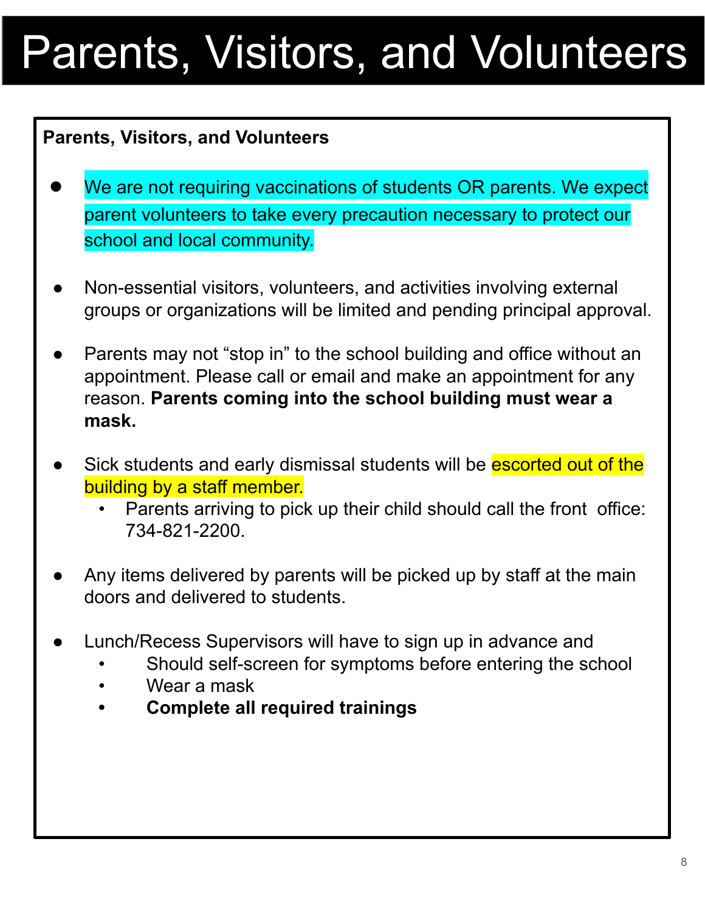# Parents, Visitors, and Volunteers

**Parents, Visitors, and Volunteers**

- We are not requiring vaccinations of students OR parents. We expect parent volunteers to take every precaution necessary to protect our school and local community.

- Non-essential visitors, volunteers, and activities involving external groups or organizations will be limited and pending principal approval.

- Parents may not “stop in” to the school building and office without an appointment. Please call or email and make an appointment for any reason. **Parents coming into the school building must wear a mask.**

- Sick students and early dismissal students will be escorted out of the building by a staff member.
  - Parents arriving to pick up their child should call the front office: 734-821-2200.

- Any items delivered by parents will be picked up by staff at the main doors and delivered to students.

- Lunch/Recess Supervisors will have to sign up in advance and
  - Should self-screen for symptoms before entering the school
  - Wear a mask
  - **Complete all required trainings**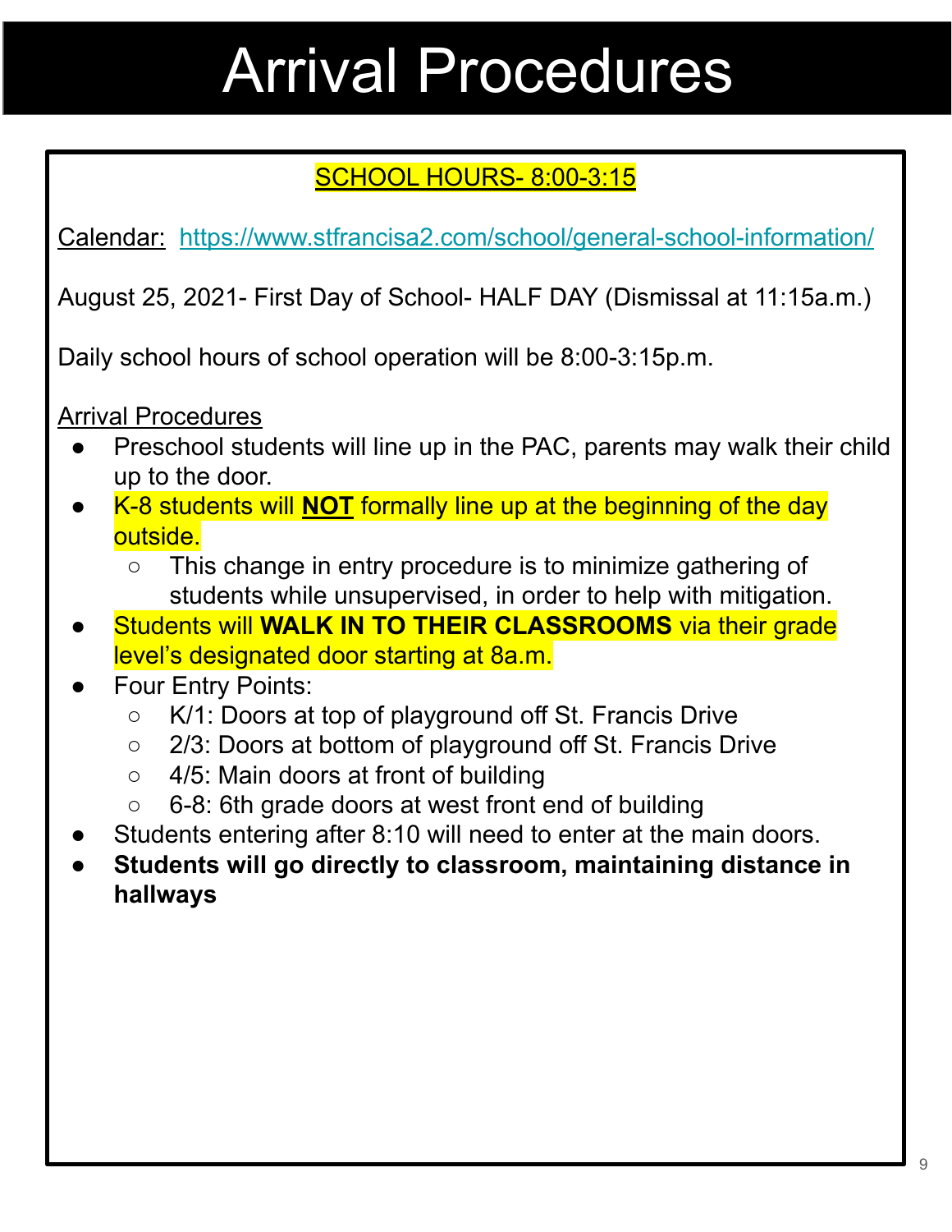# Arrival Procedures

SCHOOL HOURS- 8:00-3:15

Calendar: https://www.stfrancisa2.com/school/general-school-information/

August 25, 2021- First Day of School- HALF DAY (Dismissal at 11:15a.m.)

Daily school hours of school operation will be 8:00-3:15p.m.

Arrival Procedures

- Preschool students will line up in the PAC, parents may walk their child up to the door.
- K-8 students will **NOT** formally line up at the beginning of the day outside.
    - This change in entry procedure is to minimize gathering of students while unsupervised, in order to help with mitigation.
- Students will **WALK IN TO THEIR CLASSROOMS** via their grade level's designated door starting at 8a.m.
- Four Entry Points:
    - K/1: Doors at top of playground off St. Francis Drive
    - 2/3: Doors at bottom of playground off St. Francis Drive
    - 4/5: Main doors at front of building
    - 6-8: 6th grade doors at west front end of building
- Students entering after 8:10 will need to enter at the main doors.
- **Students will go directly to classroom, maintaining distance in hallways**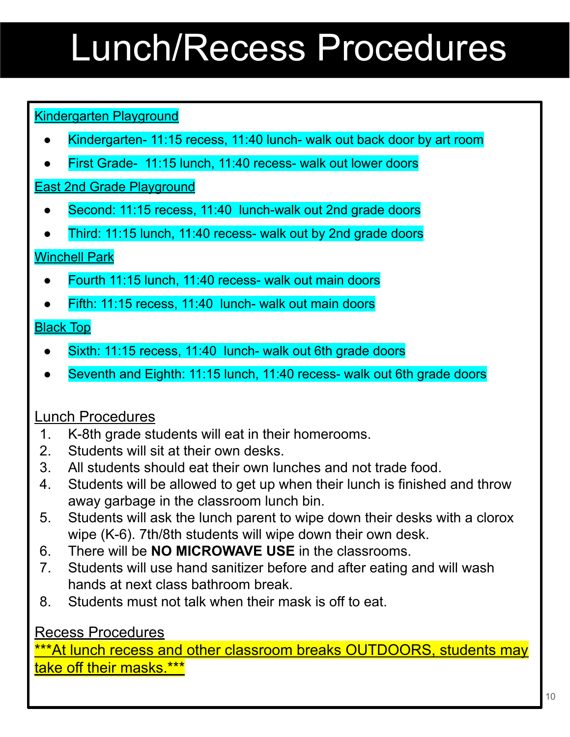# Lunch/Recess Procedures

Kindergarten Playground

- Kindergarten- 11:15 recess, 11:40 lunch- walk out back door by art room
- First Grade-  11:15 lunch, 11:40 recess- walk out lower doors

East 2nd Grade Playground

- Second: 11:15 recess, 11:40  lunch-walk out 2nd grade doors
- Third: 11:15 lunch, 11:40 recess- walk out by 2nd grade doors

Winchell Park

- Fourth 11:15 lunch, 11:40 recess- walk out main doors
- Fifth: 11:15 recess, 11:40  lunch- walk out main doors

Black Top

- Sixth: 11:15 recess, 11:40  lunch- walk out 6th grade doors
- Seventh and Eighth: 11:15 lunch, 11:40 recess- walk out 6th grade doors

Lunch Procedures

1. K-8th grade students will eat in their homerooms.
2. Students will sit at their own desks.
3. All students should eat their own lunches and not trade food.
4. Students will be allowed to get up when their lunch is finished and throw away garbage in the classroom lunch bin.
5. Students will ask the lunch parent to wipe down their desks with a clorox wipe (K-6). 7th/8th students will wipe down their own desk.
6. There will be **NO MICROWAVE USE** in the classrooms.
7. Students will use hand sanitizer before and after eating and will wash hands at next class bathroom break.
8. Students must not talk when their mask is off to eat.

Recess Procedures

***At lunch recess and other classroom breaks OUTDOORS, students may take off their masks.***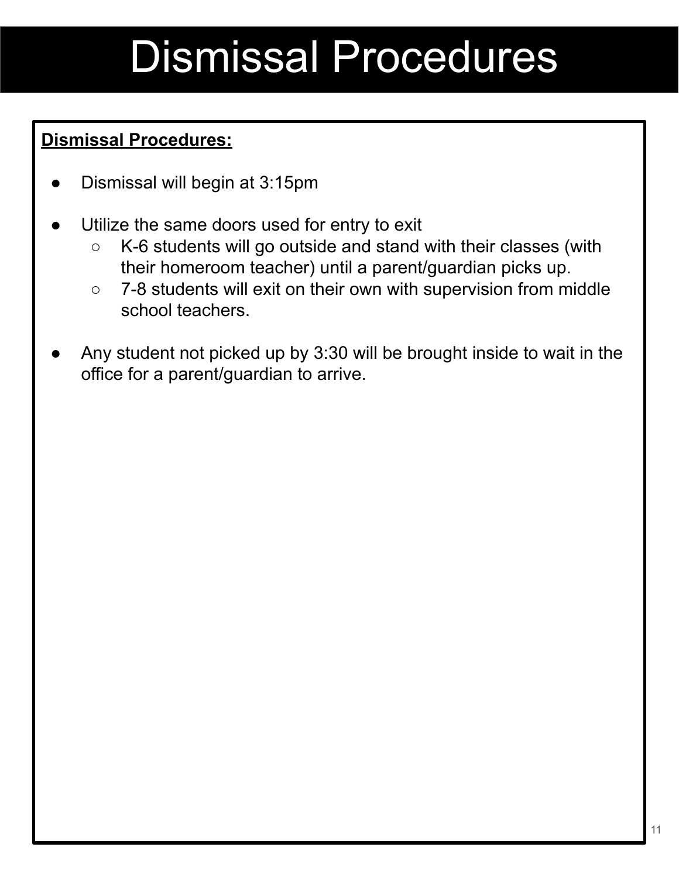# Dismissal Procedures

**Dismissal Procedures:**

- Dismissal will begin at 3:15pm
- Utilize the same doors used for entry to exit
  - K-6 students will go outside and stand with their classes (with their homeroom teacher) until a parent/guardian picks up.
  - 7-8 students will exit on their own with supervision from middle school teachers.
- Any student not picked up by 3:30 will be brought inside to wait in the office for a parent/guardian to arrive.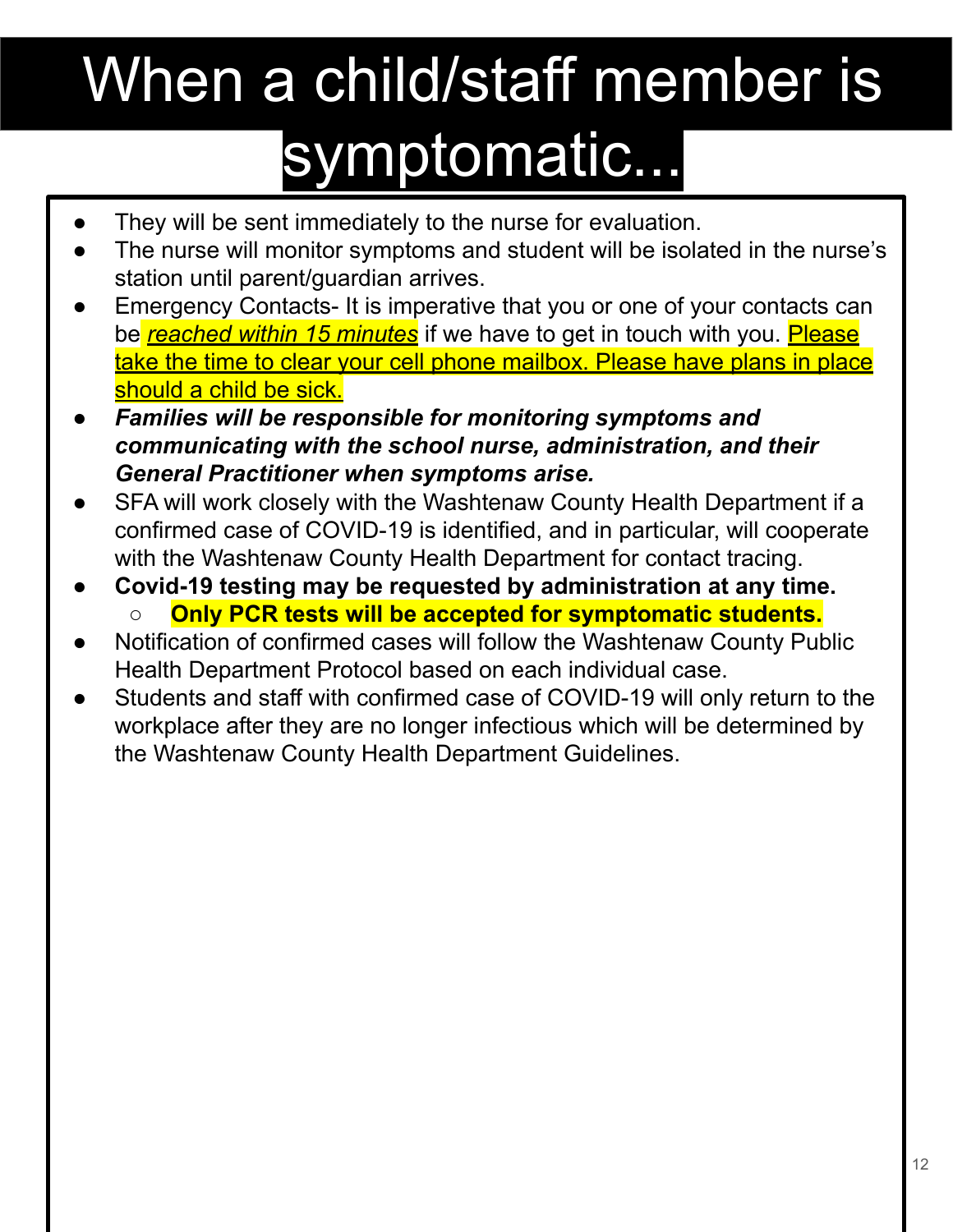# When a child/staff member is symptomatic...

- They will be sent immediately to the nurse for evaluation.
- The nurse will monitor symptoms and student will be isolated in the nurse's station until parent/guardian arrives.
- Emergency Contacts- It is imperative that you or one of your contacts can be ***reached within 15 minutes*** if we have to get in touch with you. Please take the time to clear your cell phone mailbox. Please have plans in place should a child be sick.
- ***Families will be responsible for monitoring symptoms and communicating with the school nurse, administration, and their General Practitioner when symptoms arise.***
- SFA will work closely with the Washtenaw County Health Department if a confirmed case of COVID-19 is identified, and in particular, will cooperate with the Washtenaw County Health Department for contact tracing.
- **Covid-19 testing may be requested by administration at any time.**
    - **Only PCR tests will be accepted for symptomatic students.**
- Notification of confirmed cases will follow the Washtenaw County Public Health Department Protocol based on each individual case.
- Students and staff with confirmed case of COVID-19 will only return to the workplace after they are no longer infectious which will be determined by the Washtenaw County Health Department Guidelines.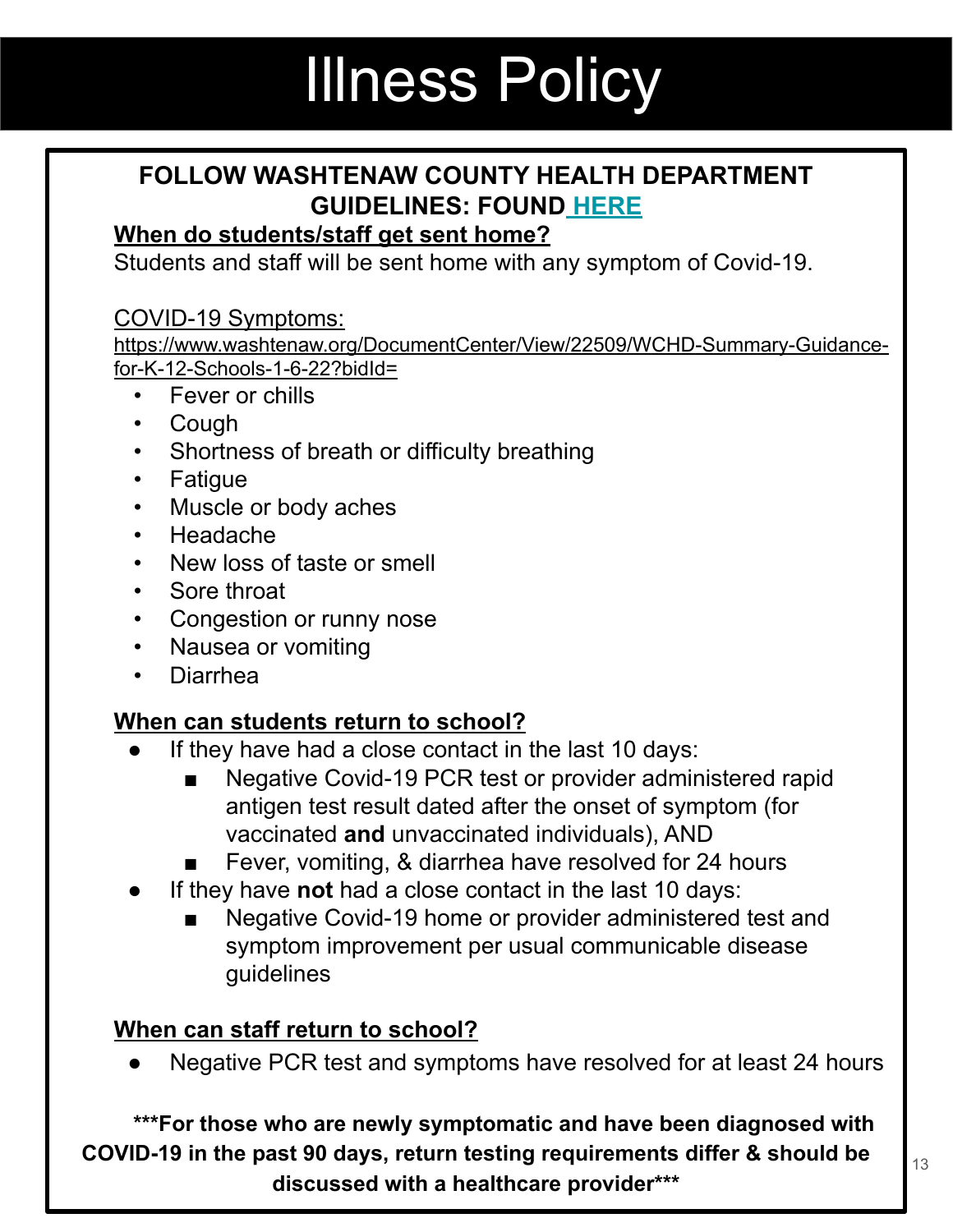# Illness Policy

**FOLLOW WASHTENAW COUNTY HEALTH DEPARTMENT GUIDELINES: FOUND HERE**

**When do students/staff get sent home?**

Students and staff will be sent home with any symptom of Covid-19.

COVID-19 Symptoms:
https://www.washtenaw.org/DocumentCenter/View/22509/WCHD-Summary-Guidance-for-K-12-Schools-1-6-22?bidId=

- Fever or chills
- Cough
- Shortness of breath or difficulty breathing
- Fatigue
- Muscle or body aches
- Headache
- New loss of taste or smell
- Sore throat
- Congestion or runny nose
- Nausea or vomiting
- Diarrhea

**When can students return to school?**

- If they have had a close contact in the last 10 days:
  - Negative Covid-19 PCR test or provider administered rapid antigen test result dated after the onset of symptom (for vaccinated **and** unvaccinated individuals), AND
  - Fever, vomiting, & diarrhea have resolved for 24 hours
- If they have **not** had a close contact in the last 10 days:
  - Negative Covid-19 home or provider administered test and symptom improvement per usual communicable disease guidelines

**When can staff return to school?**

- Negative PCR test and symptoms have resolved for at least 24 hours

**\*\*\*For those who are newly symptomatic and have been diagnosed with COVID-19 in the past 90 days, return testing requirements differ & should be discussed with a healthcare provider\*\*\***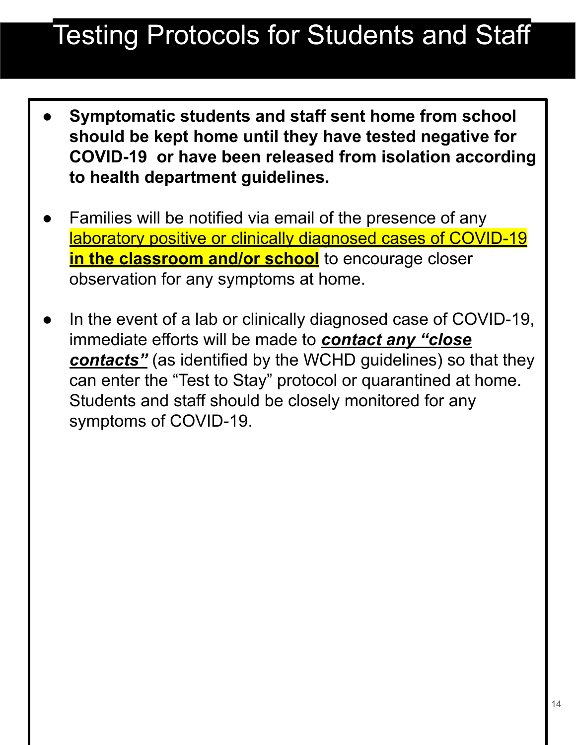# Testing Protocols for Students and Staff

- **Symptomatic students and staff sent home from school should be kept home until they have tested negative for COVID-19 or have been released from isolation according to health department guidelines.**

- Families will be notified via email of the presence of any laboratory positive or clinically diagnosed cases of COVID-19 **in the classroom and/or school** to encourage closer observation for any symptoms at home.

- In the event of a lab or clinically diagnosed case of COVID-19, immediate efforts will be made to ***contact any "close contacts"*** (as identified by the WCHD guidelines) so that they can enter the "Test to Stay" protocol or quarantined at home. Students and staff should be closely monitored for any symptoms of COVID-19.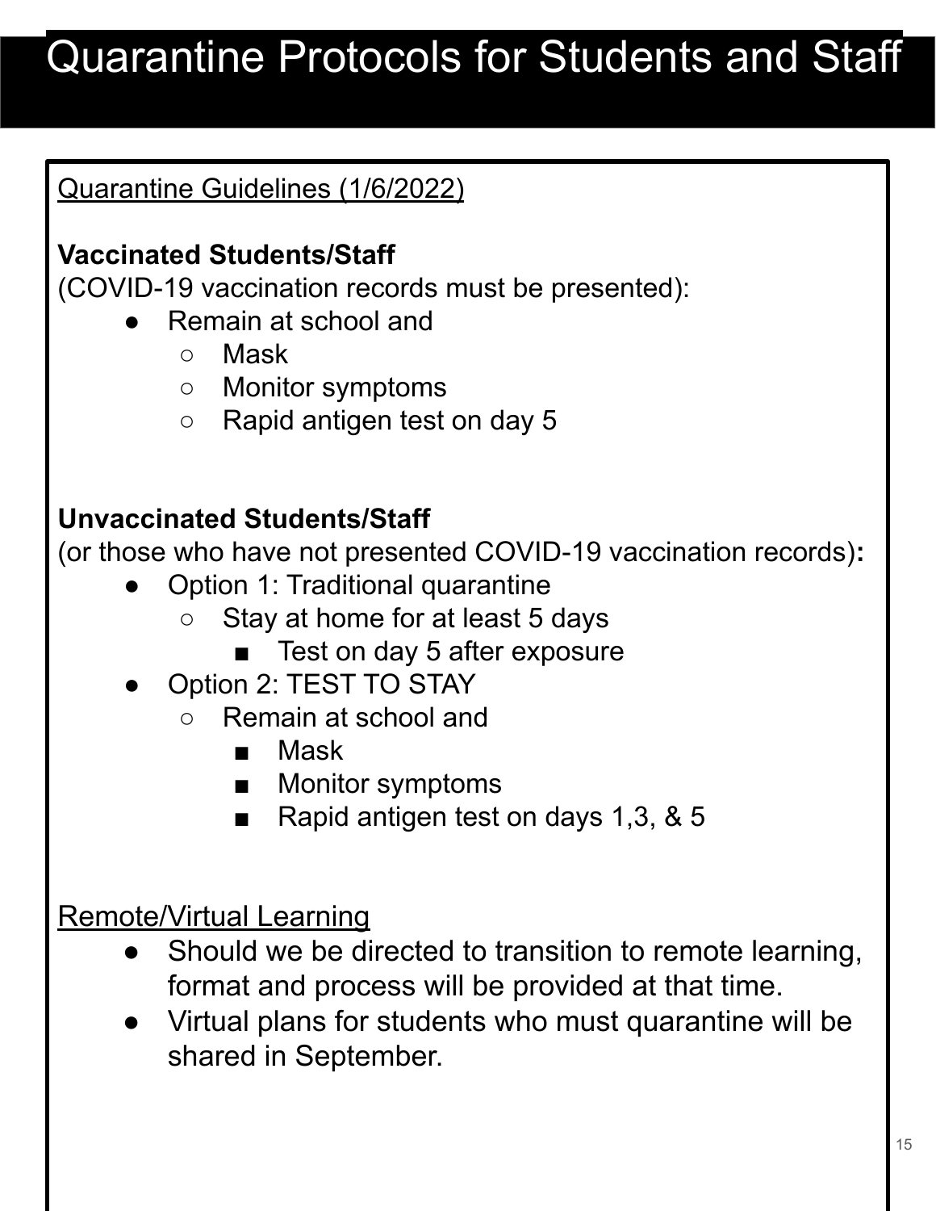# Quarantine Protocols for Students and Staff

Quarantine Guidelines (1/6/2022)

**Vaccinated Students/Staff**
(COVID-19 vaccination records must be presented):

- Remain at school and
  - Mask
  - Monitor symptoms
  - Rapid antigen test on day 5

**Unvaccinated Students/Staff**
(or those who have not presented COVID-19 vaccination records)**:**

- Option 1: Traditional quarantine
  - Stay at home for at least 5 days
    - Test on day 5 after exposure
- Option 2: TEST TO STAY
  - Remain at school and
    - Mask
    - Monitor symptoms
    - Rapid antigen test on days 1,3, & 5

Remote/Virtual Learning

- Should we be directed to transition to remote learning, format and process will be provided at that time.
- Virtual plans for students who must quarantine will be shared in September.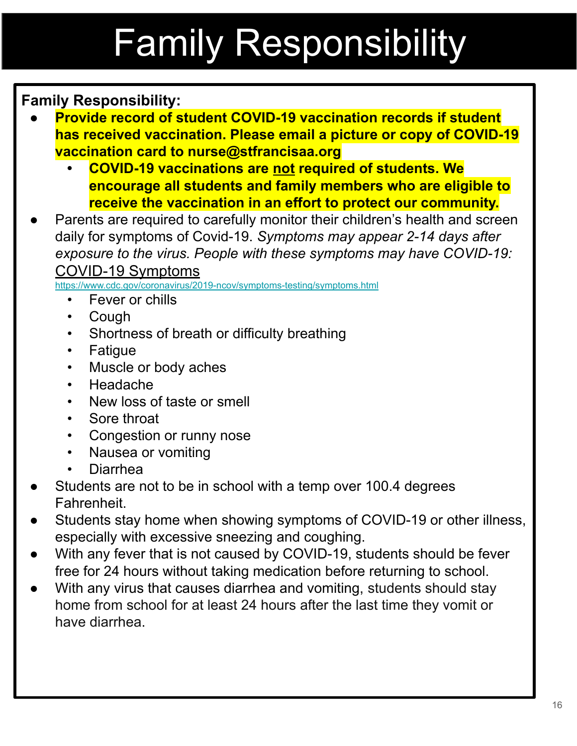# Family Responsibility

**Family Responsibility:**

- **Provide record of student COVID-19 vaccination records if student has received vaccination. Please email a picture or copy of COVID-19 vaccination card to nurse@stfrancisaa.org**
    - **COVID-19 vaccinations are not required of students. We encourage all students and family members who are eligible to receive the vaccination in an effort to protect our community.**
- Parents are required to carefully monitor their children's health and screen daily for symptoms of Covid-19. *Symptoms may appear 2-14 days after exposure to the virus. People with these symptoms may have COVID-19:* COVID-19 Symptoms
  https://www.cdc.gov/coronavirus/2019-ncov/symptoms-testing/symptoms.html
    - Fever or chills
    - Cough
    - Shortness of breath or difficulty breathing
    - Fatigue
    - Muscle or body aches
    - Headache
    - New loss of taste or smell
    - Sore throat
    - Congestion or runny nose
    - Nausea or vomiting
    - Diarrhea
- Students are not to be in school with a temp over 100.4 degrees Fahrenheit.
- Students stay home when showing symptoms of COVID-19 or other illness, especially with excessive sneezing and coughing.
- With any fever that is not caused by COVID-19, students should be fever free for 24 hours without taking medication before returning to school.
- With any virus that causes diarrhea and vomiting, students should stay home from school for at least 24 hours after the last time they vomit or have diarrhea.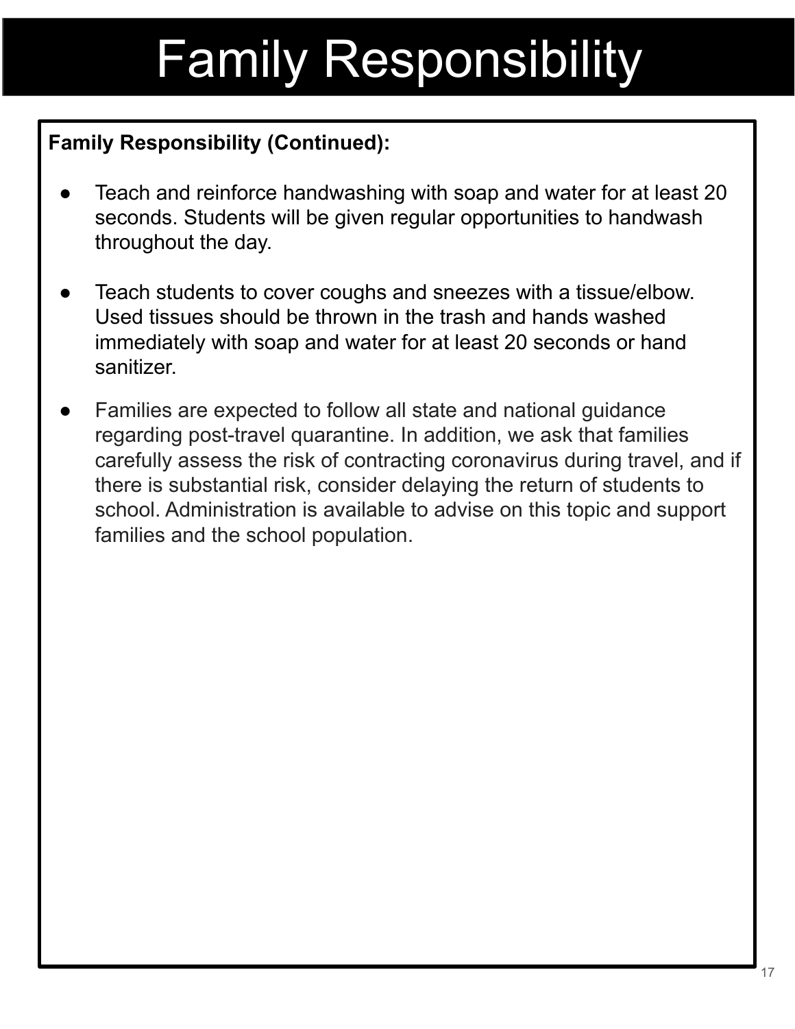# Family Responsibility

**Family Responsibility (Continued):**

- Teach and reinforce handwashing with soap and water for at least 20 seconds. Students will be given regular opportunities to handwash throughout the day.
- Teach students to cover coughs and sneezes with a tissue/elbow. Used tissues should be thrown in the trash and hands washed immediately with soap and water for at least 20 seconds or hand sanitizer.
- Families are expected to follow all state and national guidance regarding post-travel quarantine. In addition, we ask that families carefully assess the risk of contracting coronavirus during travel, and if there is substantial risk, consider delaying the return of students to school. Administration is available to advise on this topic and support families and the school population.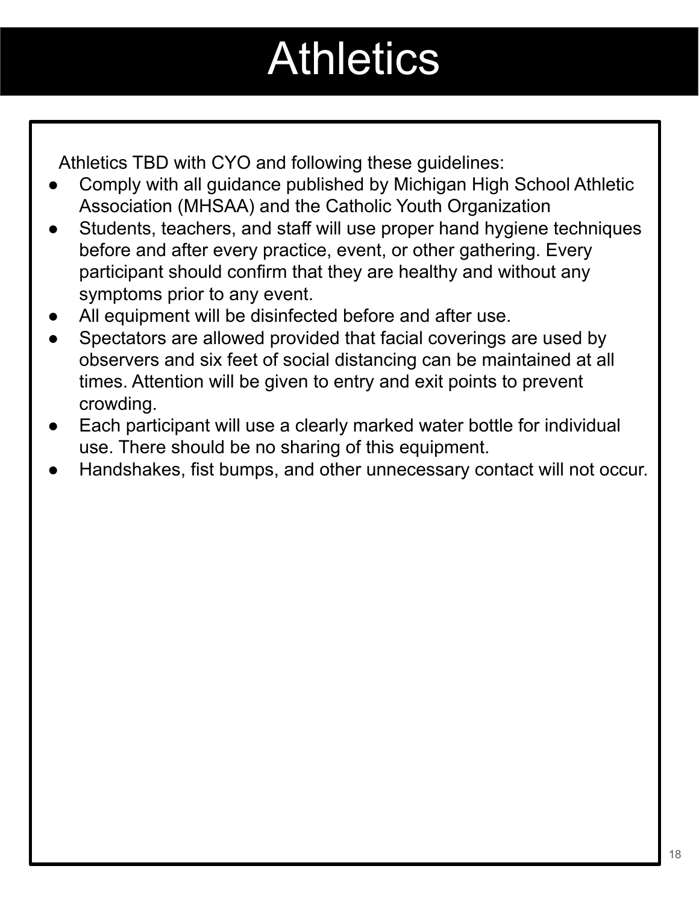# Athletics

Athletics TBD with CYO and following these guidelines:

- Comply with all guidance published by Michigan High School Athletic Association (MHSAA) and the Catholic Youth Organization
- Students, teachers, and staff will use proper hand hygiene techniques before and after every practice, event, or other gathering. Every participant should confirm that they are healthy and without any symptoms prior to any event.
- All equipment will be disinfected before and after use.
- Spectators are allowed provided that facial coverings are used by observers and six feet of social distancing can be maintained at all times. Attention will be given to entry and exit points to prevent crowding.
- Each participant will use a clearly marked water bottle for individual use. There should be no sharing of this equipment.
- Handshakes, fist bumps, and other unnecessary contact will not occur.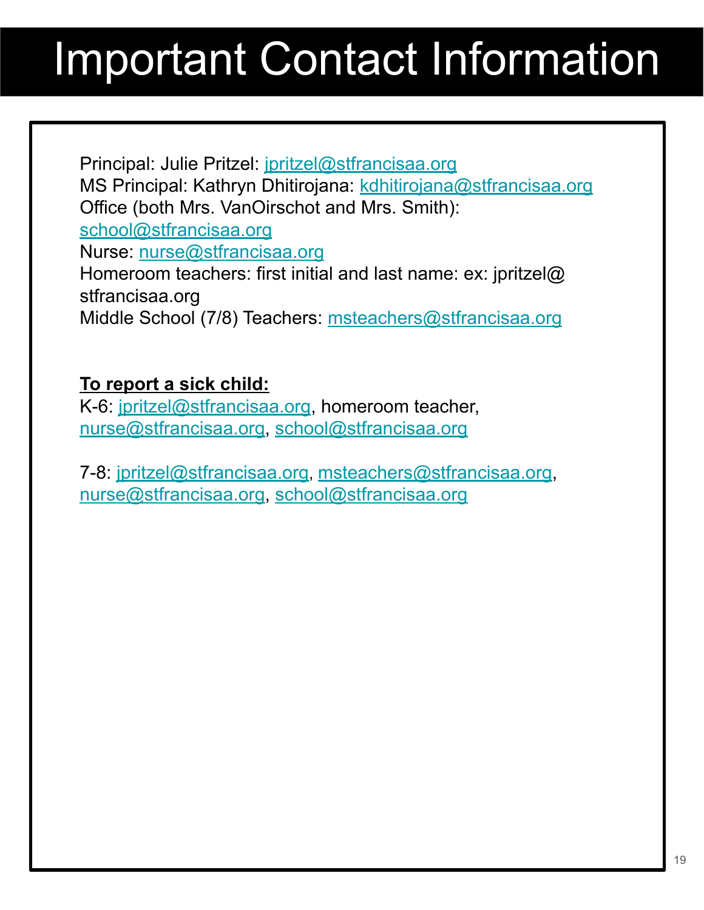# Important Contact Information

Principal: Julie Pritzel: jpritzel@stfrancisaa.org
MS Principal: Kathryn Dhitirojana: kdhitirojana@stfrancisaa.org
Office (both Mrs. VanOirschot and Mrs. Smith): school@stfrancisaa.org
Nurse: nurse@stfrancisaa.org
Homeroom teachers: first initial and last name: ex: jpritzel@stfrancisaa.org
Middle School (7/8) Teachers: msteachers@stfrancisaa.org

**To report a sick child:**

K-6: jpritzel@stfrancisaa.org, homeroom teacher, nurse@stfrancisaa.org, school@stfrancisaa.org

7-8: jpritzel@stfrancisaa.org, msteachers@stfrancisaa.org, nurse@stfrancisaa.org, school@stfrancisaa.org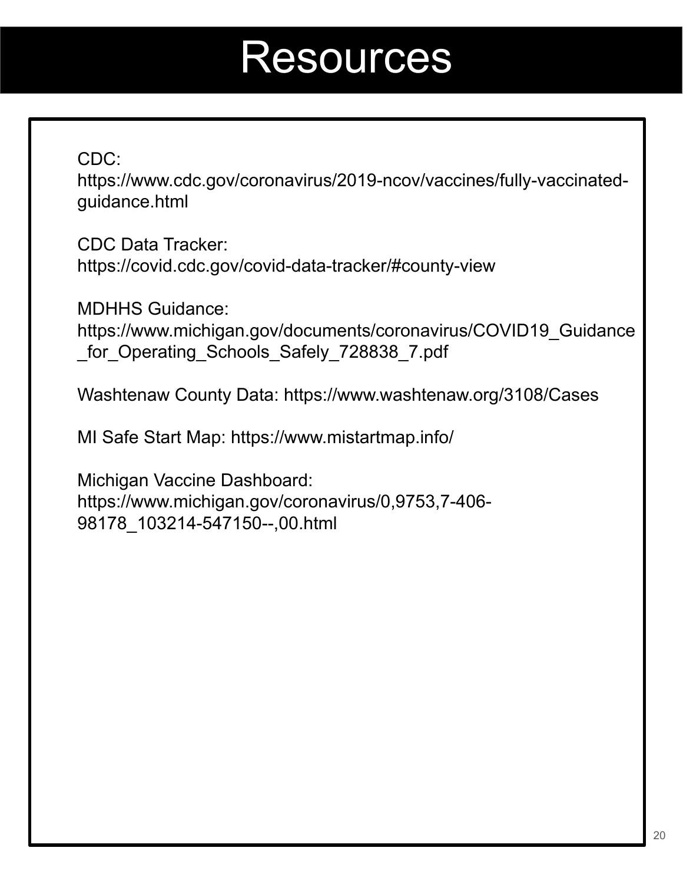# Resources

CDC:
https://www.cdc.gov/coronavirus/2019-ncov/vaccines/fully-vaccinated-guidance.html

CDC Data Tracker:
https://covid.cdc.gov/covid-data-tracker/#county-view

MDHHS Guidance:
https://www.michigan.gov/documents/coronavirus/COVID19_Guidance_for_Operating_Schools_Safely_728838_7.pdf

Washtenaw County Data: https://www.washtenaw.org/3108/Cases

MI Safe Start Map: https://www.mistartmap.info/

Michigan Vaccine Dashboard:
https://www.michigan.gov/coronavirus/0,9753,7-406-98178_103214-547150--,00.html